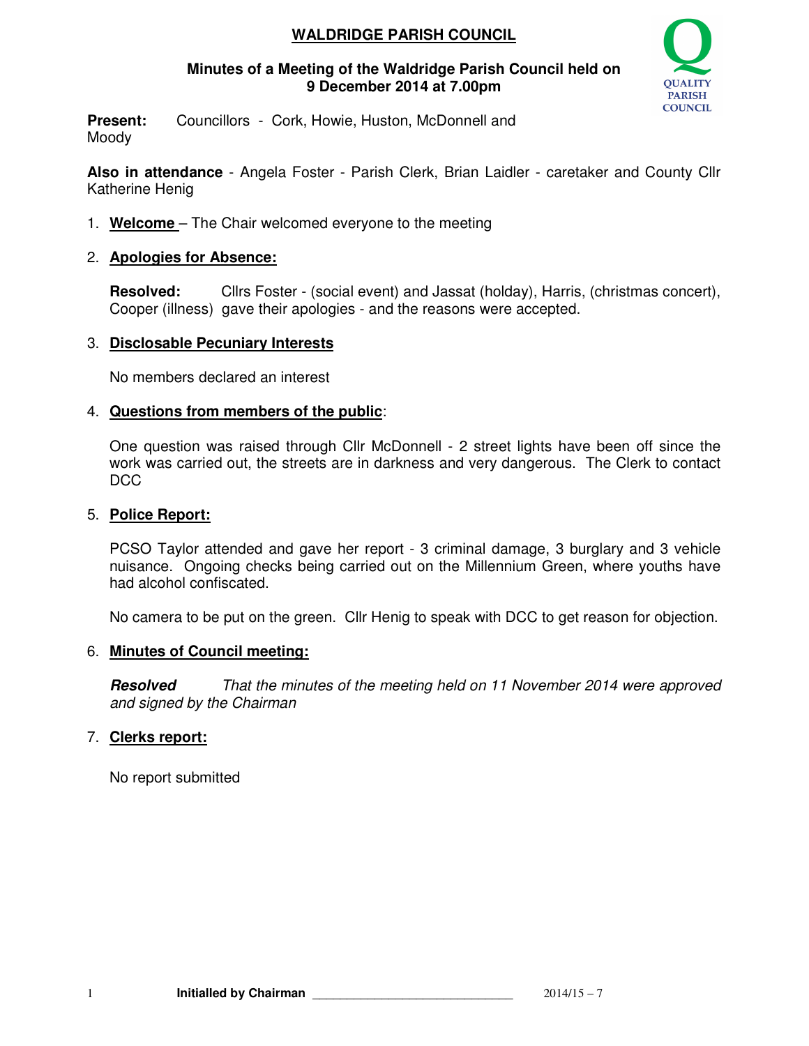# WALDRIDGE PARISH COUNCIL

## Minutes of a Meeting of the Waldridge Parish Council held on 9 December 2014 at 7.00pm

**Present:** Councillors - Cork, Howie, Huston, McDonnell and Moody

**Also in attendance** - Angela Foster - Parish Clerk, Brian Laidler - caretaker and County Cllr Katherine Henig

1. **Welcome** – The Chair welcomed everyone to the meeting

2. **Apologies for Absence:**

   **Resolved:** Cllrs Foster - (social event) and Jassat (holday), Harris, (christmas concert), Cooper (illness) gave their apologies - and the reasons were accepted.

3. **Disclosable Pecuniary Interests**

   No members declared an interest

4. **Questions from members of the public**:

   One question was raised through Cllr McDonnell - 2 street lights have been off since the work was carried out, the streets are in darkness and very dangerous. The Clerk to contact DCC

5. **Police Report:**

   PCSO Taylor attended and gave her report - 3 criminal damage, 3 burglary and 3 vehicle nuisance. Ongoing checks being carried out on the Millennium Green, where youths have had alcohol confiscated.

   No camera to be put on the green. Cllr Henig to speak with DCC to get reason for objection.

6. **Minutes of Council meeting:**

   ***Resolved*** *That the minutes of the meeting held on 11 November 2014 were approved and signed by the Chairman*

7. **Clerks report:**

   No report submitted

**Initialled by Chairman** ______________________________ 2014/15 – 7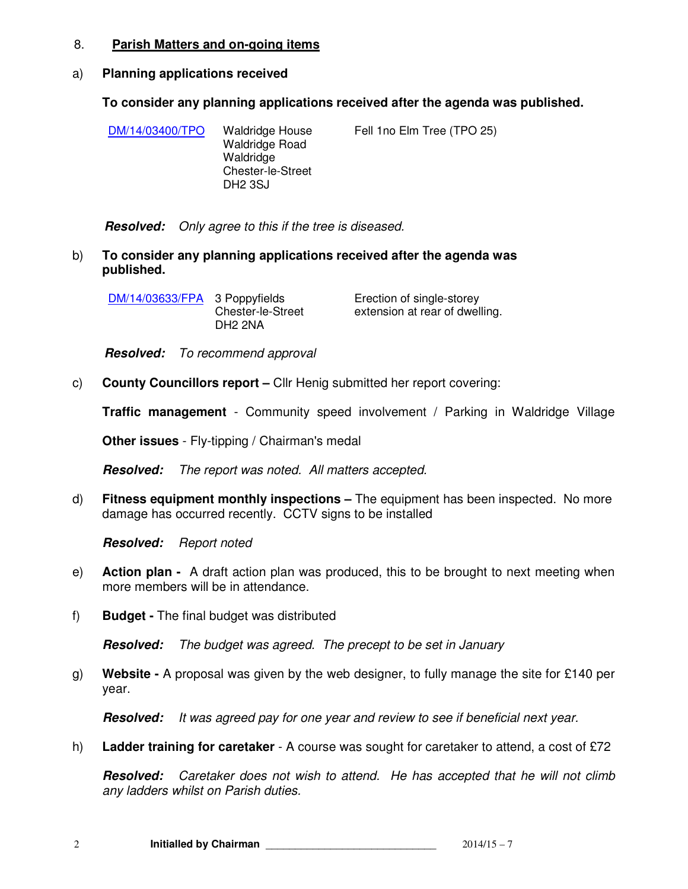8. **Parish Matters and on-going items**

a) **Planning applications received**

**To consider any planning applications received after the agenda was published.**

| | | |
|---|---|---|
| DM/14/03400/TPO | Waldridge House<br>Waldridge Road<br>Waldridge<br>Chester-le-Street<br>DH2 3SJ | Fell 1no Elm Tree (TPO 25) |

***Resolved:*** *Only agree to this if the tree is diseased.*

b) **To consider any planning applications received after the agenda was published.**

| | | |
|---|---|---|
| DM/14/03633/FPA | 3 Poppyfields<br>Chester-le-Street<br>DH2 2NA | Erection of single-storey extension at rear of dwelling. |

***Resolved:*** *To recommend approval*

c) **County Councillors report –** Cllr Henig submitted her report covering:

**Traffic management** - Community speed involvement / Parking in Waldridge Village

**Other issues** - Fly-tipping / Chairman's medal

***Resolved:*** *The report was noted. All matters accepted.*

d) **Fitness equipment monthly inspections –** The equipment has been inspected. No more damage has occurred recently. CCTV signs to be installed

***Resolved:*** *Report noted*

e) **Action plan -** A draft action plan was produced, this to be brought to next meeting when more members will be in attendance.

f) **Budget -** The final budget was distributed

***Resolved:*** *The budget was agreed. The precept to be set in January*

g) **Website -** A proposal was given by the web designer, to fully manage the site for £140 per year.

***Resolved:*** *It was agreed pay for one year and review to see if beneficial next year.*

h) **Ladder training for caretaker** - A course was sought for caretaker to attend, a cost of £72

***Resolved:*** *Caretaker does not wish to attend. He has accepted that he will not climb any ladders whilst on Parish duties.*

**Initialled by Chairman** ______________________________ 2014/15 – 7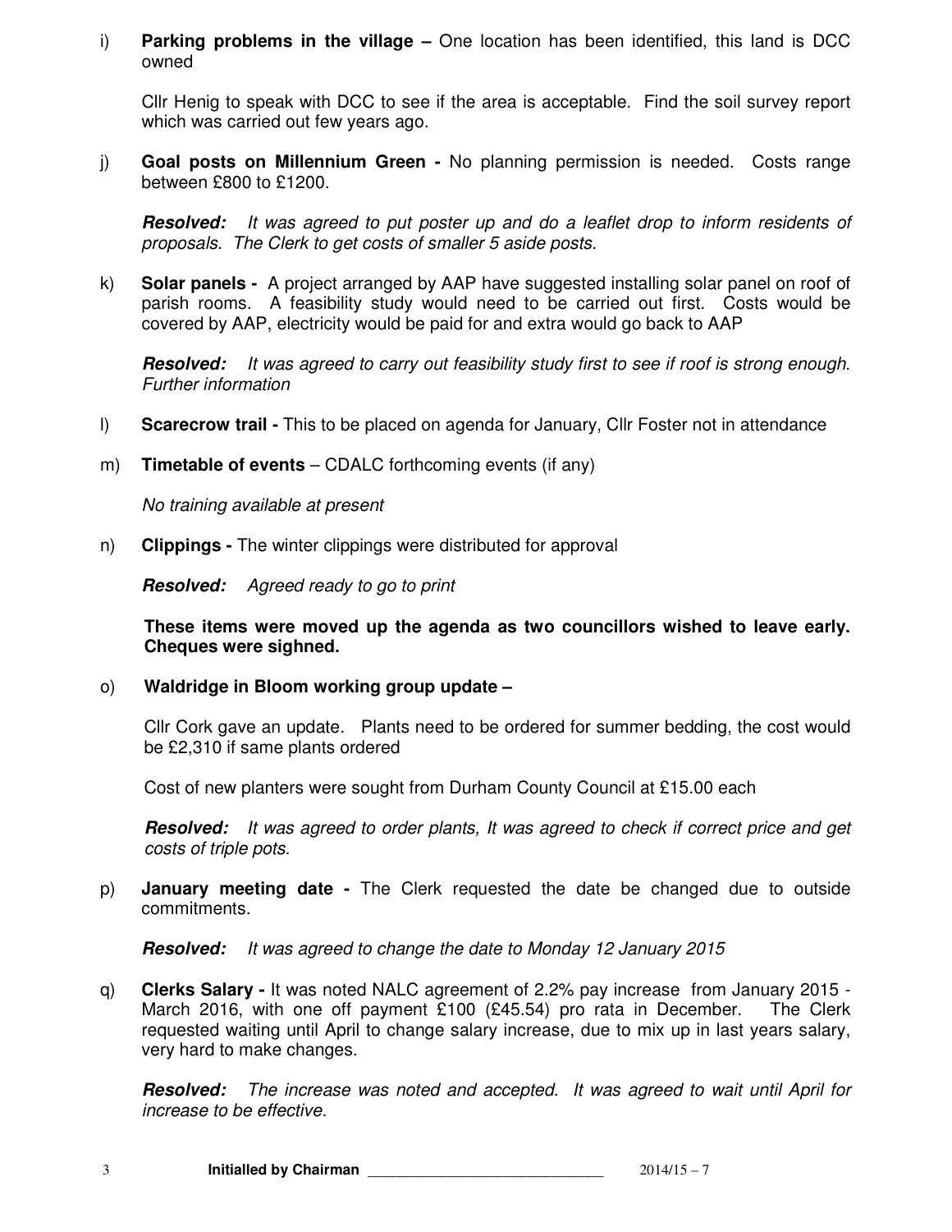i) **Parking problems in the village –** One location has been identified, this land is DCC owned

Cllr Henig to speak with DCC to see if the area is acceptable. Find the soil survey report which was carried out few years ago.

j) **Goal posts on Millennium Green -** No planning permission is needed. Costs range between £800 to £1200.

***Resolved:*** *It was agreed to put poster up and do a leaflet drop to inform residents of proposals. The Clerk to get costs of smaller 5 aside posts.*

k) **Solar panels -** A project arranged by AAP have suggested installing solar panel on roof of parish rooms. A feasibility study would need to be carried out first. Costs would be covered by AAP, electricity would be paid for and extra would go back to AAP

***Resolved:*** *It was agreed to carry out feasibility study first to see if roof is strong enough. Further information*

l) **Scarecrow trail -** This to be placed on agenda for January, Cllr Foster not in attendance

m) **Timetable of events** – CDALC forthcoming events (if any)

*No training available at present*

n) **Clippings -** The winter clippings were distributed for approval

***Resolved:*** *Agreed ready to go to print*

**These items were moved up the agenda as two councillors wished to leave early. Cheques were sighned.**

o) **Waldridge in Bloom working group update –**

Cllr Cork gave an update. Plants need to be ordered for summer bedding, the cost would be £2,310 if same plants ordered

Cost of new planters were sought from Durham County Council at £15.00 each

***Resolved:*** *It was agreed to order plants, It was agreed to check if correct price and get costs of triple pots.*

p) **January meeting date -** The Clerk requested the date be changed due to outside commitments.

***Resolved:*** *It was agreed to change the date to Monday 12 January 2015*

q) **Clerks Salary -** It was noted NALC agreement of 2.2% pay increase from January 2015 - March 2016, with one off payment £100 (£45.54) pro rata in December. The Clerk requested waiting until April to change salary increase, due to mix up in last years salary, very hard to make changes.

***Resolved:*** *The increase was noted and accepted. It was agreed to wait until April for increase to be effective.*

**Initialled by Chairman** ______________________________ 2014/15 – 7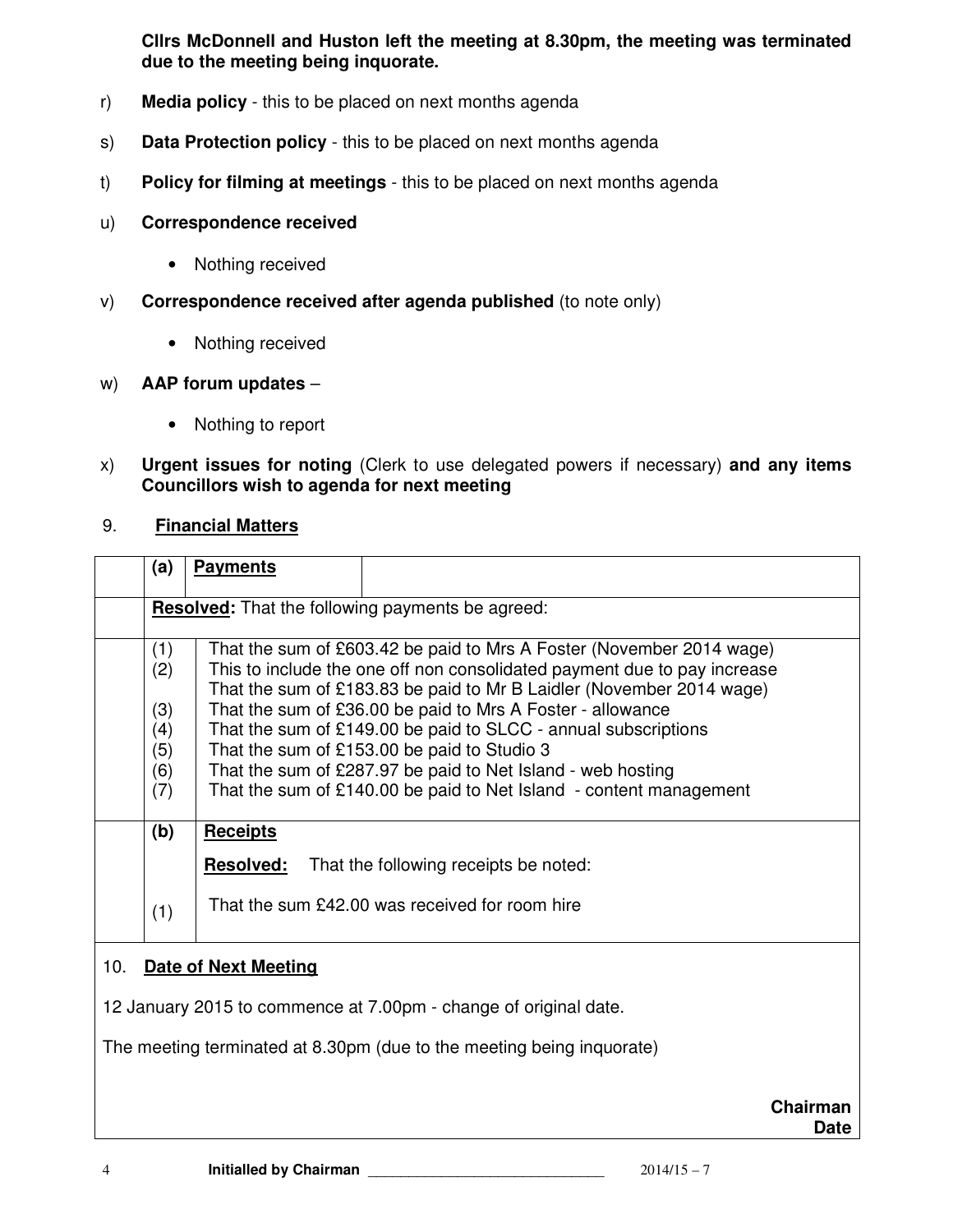**Cllrs McDonnell and Huston left the meeting at 8.30pm, the meeting was terminated due to the meeting being inquorate.**

r) **Media policy** - this to be placed on next months agenda

s) **Data Protection policy** - this to be placed on next months agenda

t) **Policy for filming at meetings** - this to be placed on next months agenda

u) **Correspondence received**

- Nothing received

v) **Correspondence received after agenda published** (to note only)

- Nothing received

w) **AAP forum updates** –

- Nothing to report

x) **Urgent issues for noting** (Clerk to use delegated powers if necessary) **and any items Councillors wish to agenda for next meeting**

## 9. Financial Matters

| | | |
|---|---|---|
| **(a)** | **Payments** | |
| **Resolved:** That the following payments be agreed: | | |
| (1) | That the sum of £603.42 be paid to Mrs A Foster (November 2014 wage) This to include the one off non consolidated payment due to pay increase | |
| (2) | That the sum of £183.83 be paid to Mr B Laidler (November 2014 wage) | |
| (3) | That the sum of £36.00 be paid to Mrs A Foster - allowance | |
| (4) | That the sum of £149.00 be paid to SLCC - annual subscriptions | |
| (5) | That the sum of £153.00 be paid to Studio 3 | |
| (6) | That the sum of £287.97 be paid to Net Island - web hosting | |
| (7) | That the sum of £140.00 be paid to Net Island - content management | |
| **(b)** | **Receipts** | |
| | **Resolved:** That the following receipts be noted: | |
| (1) | That the sum £42.00 was received for room hire | |

## 10. Date of Next Meeting

12 January 2015 to commence at 7.00pm - change of original date.

The meeting terminated at 8.30pm (due to the meeting being inquorate)

**Chairman**
**Date**

**Initialled by Chairman** ______________________________ 2014/15 – 7